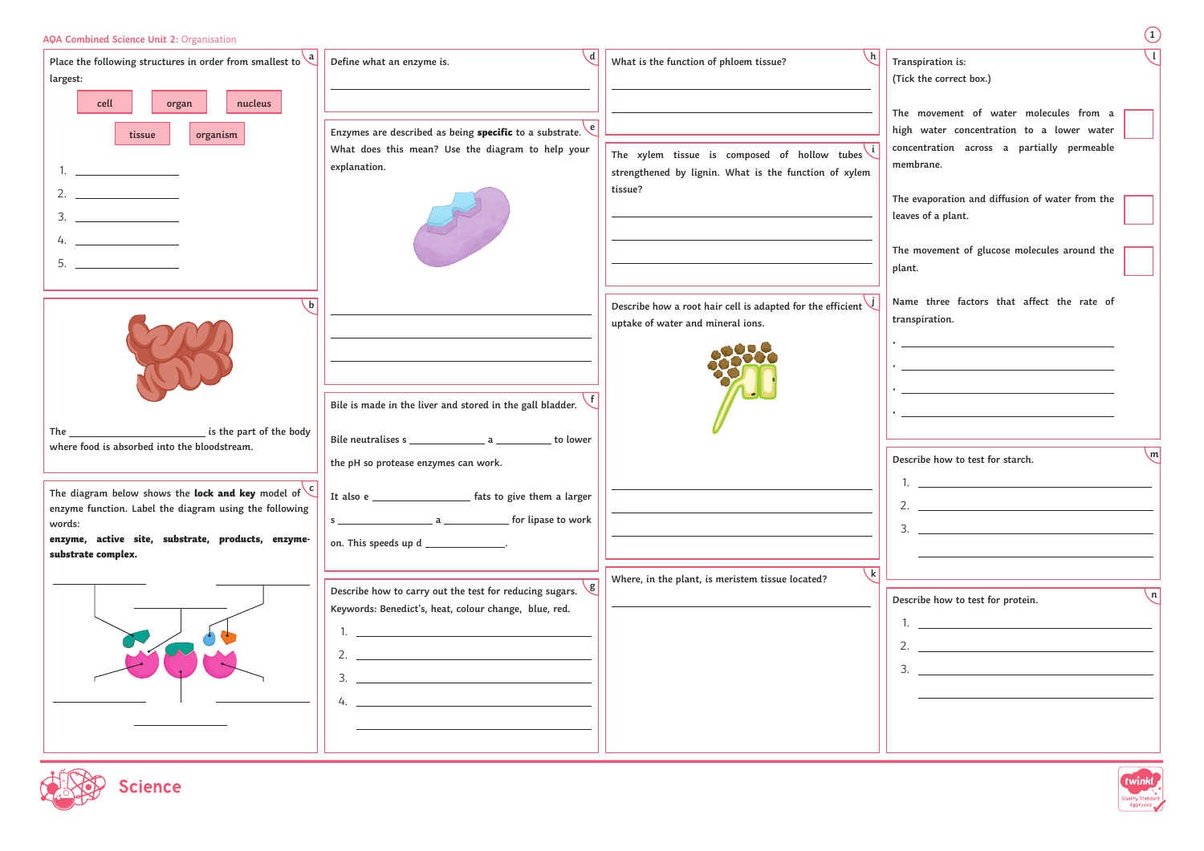AQA Combined Science Unit 2: Organisation

## a

Place the following structures in order from smallest to largest:

cell | organ | nucleus | tissue | organism

1. ____________
2. ____________
3. ____________
4. ____________
5. ____________

## b

The ______________________ is the part of the body where food is absorbed into the bloodstream.

## c

The diagram below shows the **lock and key** model of enzyme function. Label the diagram using the following words:

**enzyme, active site, substrate, products, enzyme-substrate complex.**

## d

Define what an enzyme is.

______________________________

## e

Enzymes are described as being **specific** to a substrate. What does this mean? Use the diagram to help your explanation.

______________________________

______________________________

______________________________

## f

Bile is made in the liver and stored in the gall bladder.

Bile neutralises s ____________ a __________ to lower the pH so protease enzymes can work.

It also e ________________ fats to give them a larger s ________________ a ____________ for lipase to work on. This speeds up d ______________.

## g

Describe how to carry out the test for reducing sugars.
Keywords: Benedict's, heat, colour change, blue, red.

1. ______________________________
2. ______________________________
3. ______________________________
4. ______________________________

______________________________

## h

What is the function of phloem tissue?

______________________________

______________________________

## i

The xylem tissue is composed of hollow tubes strengthened by lignin. What is the function of xylem tissue?

______________________________

______________________________

______________________________

## j

Describe how a root hair cell is adapted for the efficient uptake of water and mineral ions.

______________________________

______________________________

______________________________

## k

Where, in the plant, is meristem tissue located?

______________________________

## l

Transpiration is:
(Tick the correct box.)

- ☐ The movement of water molecules from a high water concentration to a lower water concentration across a partially permeable membrane.
- ☐ The evaporation and diffusion of water from the leaves of a plant.
- ☐ The movement of glucose molecules around the plant.

Name three factors that affect the rate of transpiration.

- ______________________________
- ______________________________
- ______________________________
- ______________________________

## m

Describe how to test for starch.

1. ______________________________
2. ______________________________
3. ______________________________

______________________________

## n

Describe how to test for protein.

1. ______________________________
2. ______________________________
3. ______________________________

______________________________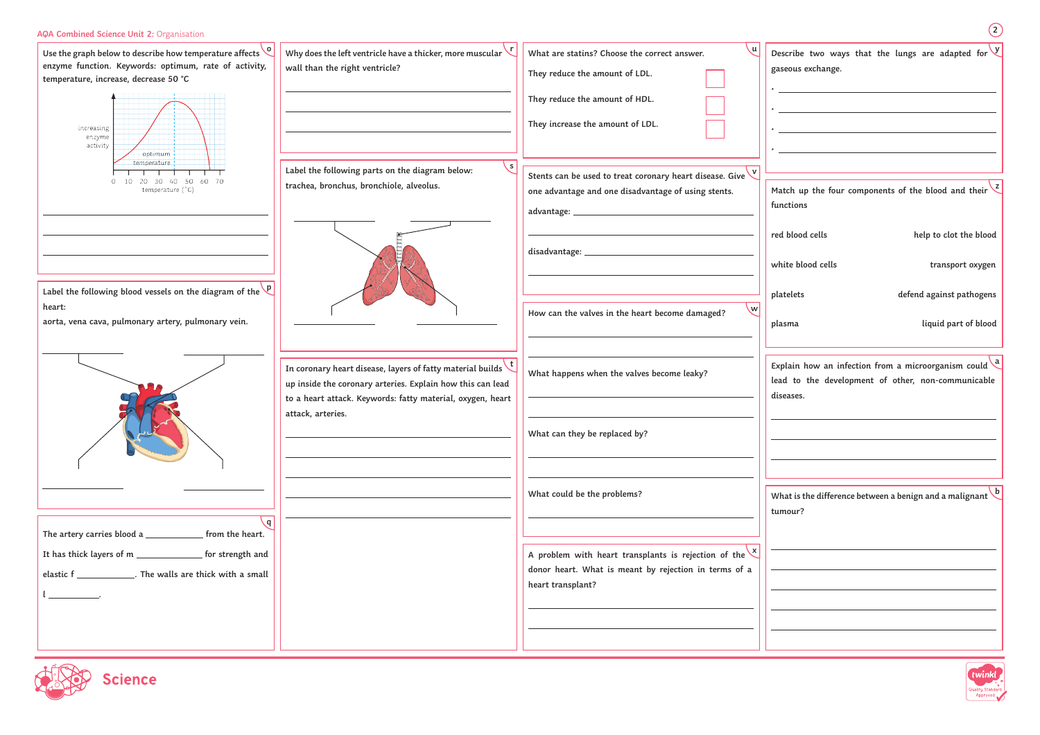AQA Combined Science Unit 2: Organisation

**o**

Use the graph below to describe how temperature affects enzyme function. Keywords: optimum, rate of activity, temperature, increase, decrease 50 °C

increasing enzyme activity

optimum temperature

0 10 20 30 40 50 60 70

temperature (°C)

**p**

Label the following blood vessels on the diagram of the heart:

aorta, vena cava, pulmonary artery, pulmonary vein.

**q**

The artery carries blood a ____________ from the heart.

It has thick layers of m ______________ for strength and elastic f ______________. The walls are thick with a small l ___________.

**r**

Why does the left ventricle have a thicker, more muscular wall than the right ventricle?

**s**

Label the following parts on the diagram below:

trachea, bronchus, bronchiole, alveolus.

**t**

In coronary heart disease, layers of fatty material builds up inside the coronary arteries. Explain how this can lead to a heart attack. Keywords: fatty material, oxygen, heart attack, arteries.

**u**

What are statins? Choose the correct answer.

- They reduce the amount of LDL. ☐
- They reduce the amount of HDL. ☐
- They increase the amount of LDL. ☐

**v**

Stents can be used to treat coronary heart disease. Give one advantage and one disadvantage of using stents.

advantage: ______________

disadvantage: ______________

**w**

How can the valves in the heart become damaged?

What happens when the valves become leaky?

What can they be replaced by?

What could be the problems?

**x**

A problem with heart transplants is rejection of the donor heart. What is meant by rejection in terms of a heart transplant?

**y**

Describe two ways that the lungs are adapted for gaseous exchange.

- 
- 
- 
- 

**z**

Match up the four components of the blood and their functions

| | |
|---|---|
| red blood cells | help to clot the blood |
| white blood cells | transport oxygen |
| platelets | defend against pathogens |
| plasma | liquid part of blood |

**a**

Explain how an infection from a microorganism could lead to the development of other, non-communicable diseases.

**b**

What is the difference between a benign and a malignant tumour?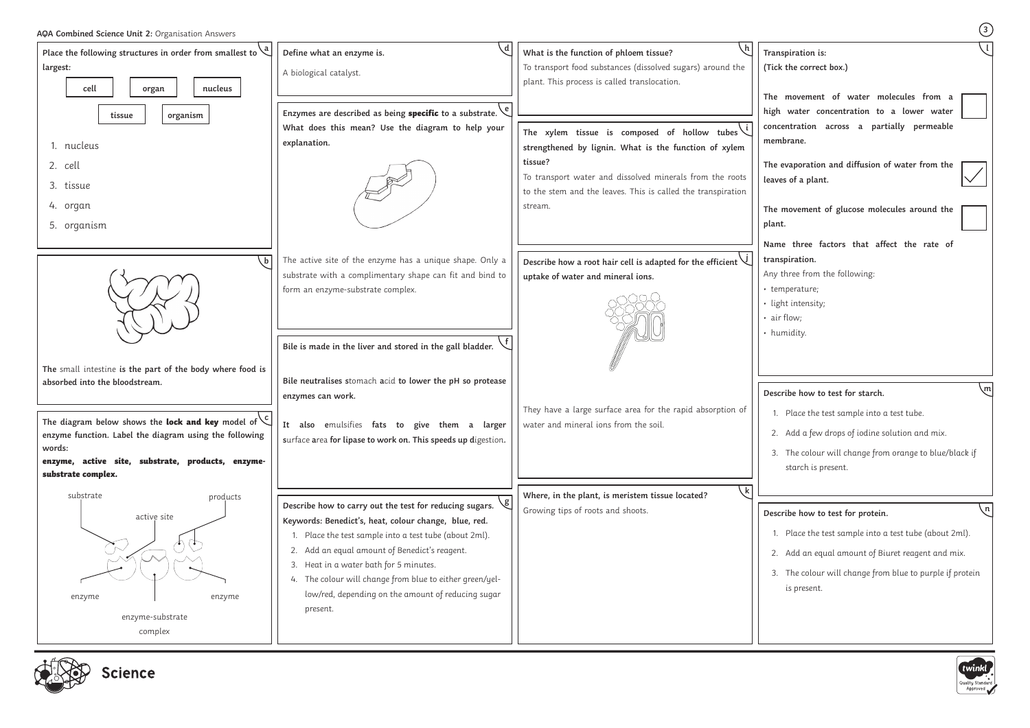**AQA Combined Science Unit 2:** Organisation Answers

**a** **Place the following structures in order from smallest to largest:**

cell | organ | nucleus | tissue | organism

1. nucleus
2. cell
3. tissue
4. organ
5. organism

**b**

**The** small intestine **is the part of the body where food is absorbed into the bloodstream.**

**c** **The diagram below shows the lock and key model of enzyme function. Label the diagram using the following words:**

**enzyme, active site, substrate, products, enzyme-substrate complex.**

substrate, active site, products, enzyme, enzyme-substrate complex, enzyme

**d** **Define what an enzyme is.**

A biological catalyst.

**e** **Enzymes are described as being specific to a substrate. What does this mean? Use the diagram to help your explanation.**

The active site of the enzyme has a unique shape. Only a substrate with a complimentary shape can fit and bind to form an enzyme-substrate complex.

**f** **Bile is made in the liver and stored in the gall bladder.**

**Bile neutralises s**tomach **a**cid **to lower the pH so protease enzymes can work.**

**It also e**mulsifies **fats to give them a larger s**urface **a**rea **for lipase to work on. This speeds up d**igestion**.**

**g** **Describe how to carry out the test for reducing sugars.**
**Keywords: Benedict's, heat, colour change, blue, red.**

1. Place the test sample into a test tube (about 2ml).
2. Add an equal amount of Benedict's reagent.
3. Heat in a water bath for 5 minutes.
4. The colour will change from blue to either green/yellow/red, depending on the amount of reducing sugar present.

**h** **What is the function of phloem tissue?**

To transport food substances (dissolved sugars) around the plant. This process is called translocation.

**i** **The xylem tissue is composed of hollow tubes strengthened by lignin. What is the function of xylem tissue?**

To transport water and dissolved minerals from the roots to the stem and the leaves. This is called the transpiration stream.

**j** **Describe how a root hair cell is adapted for the efficient uptake of water and mineral ions.**

They have a large surface area for the rapid absorption of water and mineral ions from the soil.

**k** **Where, in the plant, is meristem tissue located?**

Growing tips of roots and shoots.

**l** **Transpiration is:**
**(Tick the correct box.)**

- [ ] **The movement of water molecules from a high water concentration to a lower water concentration across a partially permeable membrane.**
- [x] **The evaporation and diffusion of water from the leaves of a plant.**
- [ ] **The movement of glucose molecules around the plant.**

**Name three factors that affect the rate of transpiration.**

Any three from the following:

- temperature;
- light intensity;
- air flow;
- humidity.

**m** **Describe how to test for starch.**

1. Place the test sample into a test tube.
2. Add a few drops of iodine solution and mix.
3. The colour will change from orange to blue/black if starch is present.

**n** **Describe how to test for protein.**

1. Place the test sample into a test tube (about 2ml).
2. Add an equal amount of Biuret reagent and mix.
3. The colour will change from blue to purple if protein is present.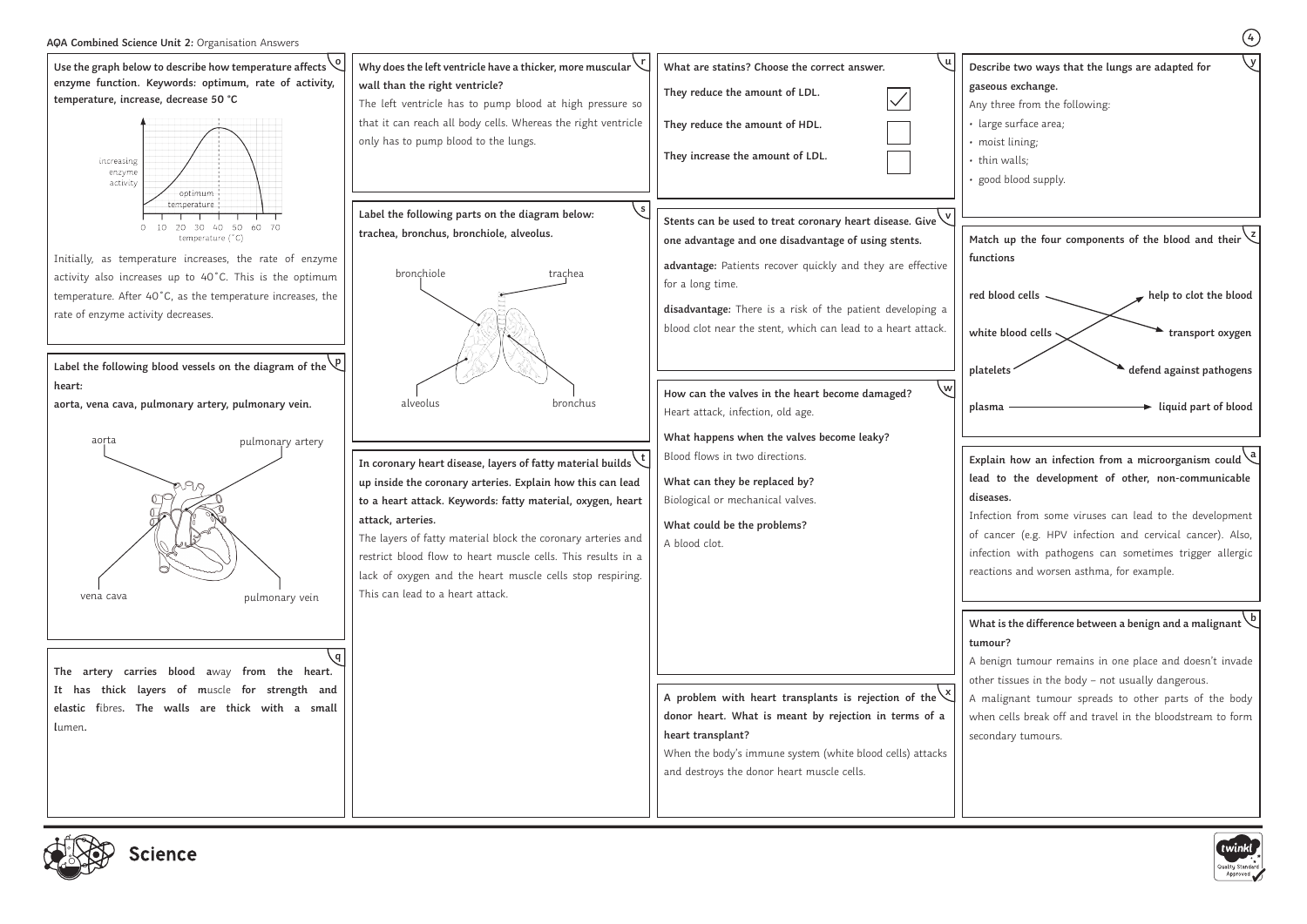AQA Combined Science Unit 2: Organisation Answers

**o**

**Use the graph below to describe how temperature affects enzyme function. Keywords: optimum, rate of activity, temperature, increase, decrease 50 °C**

increasing enzyme activity

optimum temperature

0 10 20 30 40 50 60 70

temperature (°C)

Initially, as temperature increases, the rate of enzyme activity also increases up to 40°C. This is the optimum temperature. After 40°C, as the temperature increases, the rate of enzyme activity decreases.

**p**

**Label the following blood vessels on the diagram of the heart:**

**aorta, vena cava, pulmonary artery, pulmonary vein.**

aorta

pulmonary artery

vena cava

pulmonary vein

**q**

**The artery carries blood away from the heart. It has thick layers of muscle for strength and elastic fibres. The walls are thick with a small lumen.**

**r**

**Why does the left ventricle have a thicker, more muscular wall than the right ventricle?**

The left ventricle has to pump blood at high pressure so that it can reach all body cells. Whereas the right ventricle only has to pump blood to the lungs.

**s**

**Label the following parts on the diagram below: trachea, bronchus, bronchiole, alveolus.**

bronchiole

trachea

alveolus

bronchus

**t**

**In coronary heart disease, layers of fatty material builds up inside the coronary arteries. Explain how this can lead to a heart attack. Keywords: fatty material, oxygen, heart attack, arteries.**

The layers of fatty material block the coronary arteries and restrict blood flow to heart muscle cells. This results in a lack of oxygen and the heart muscle cells stop respiring. This can lead to a heart attack.

**u**

**What are statins? Choose the correct answer.**

- They reduce the amount of LDL. ☑
- They reduce the amount of HDL. ☐
- They increase the amount of LDL. ☐

**v**

**Stents can be used to treat coronary heart disease. Give one advantage and one disadvantage of using stents.**

**advantage:** Patients recover quickly and they are effective for a long time.

**disadvantage:** There is a risk of the patient developing a blood clot near the stent, which can lead to a heart attack.

**w**

**How can the valves in the heart become damaged?**

Heart attack, infection, old age.

**What happens when the valves become leaky?**

Blood flows in two directions.

**What can they be replaced by?**

Biological or mechanical valves.

**What could be the problems?**

A blood clot.

**x**

**A problem with heart transplants is rejection of the donor heart. What is meant by rejection in terms of a heart transplant?**

When the body's immune system (white blood cells) attacks and destroys the donor heart muscle cells.

**y**

**Describe two ways that the lungs are adapted for gaseous exchange.**

Any three from the following:

- large surface area;
- moist lining;
- thin walls;
- good blood supply.

**z**

**Match up the four components of the blood and their functions**

- **red blood cells** → **transport oxygen**
- **white blood cells** → **defend against pathogens**
- **platelets** → **help to clot the blood**
- **plasma** → **liquid part of blood**

**a**

**Explain how an infection from a microorganism could lead to the development of other, non-communicable diseases.**

Infection from some viruses can lead to the development of cancer (e.g. HPV infection and cervical cancer). Also, infection with pathogens can sometimes trigger allergic reactions and worsen asthma, for example.

**b**

**What is the difference between a benign and a malignant tumour?**

A benign tumour remains in one place and doesn't invade other tissues in the body – not usually dangerous.

A malignant tumour spreads to other parts of the body when cells break off and travel in the bloodstream to form secondary tumours.